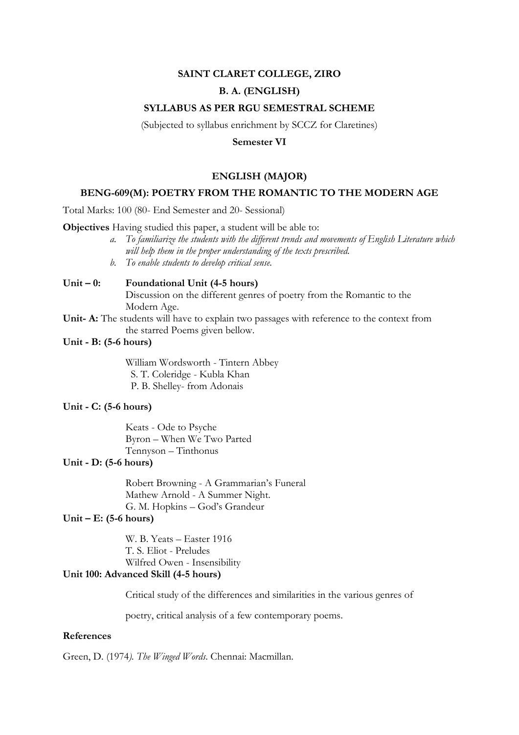# SAINT CLARET COLLEGE, ZIRO

## B. A. (ENGLISH)

## SYLLABUS AS PER RGU SEMESTRAL SCHEME

(Subjected to syllabus enrichment by SCCZ for Claretines)

**Semester VI**

## ENGLISH (MAJOR)

## BENG-609(M): POETRY FROM THE ROMANTIC TO THE MODERN AGE

Total Marks: 100 (80- End Semester and 20- Sessional)

**Objectives** Having studied this paper, a student will be able to:

a. *To familiarize the students with the different trends and movements of English Literature which will help them in the proper understanding of the texts prescribed.*
b. *To enable students to develop critical sense.*

**Unit – 0: Foundational Unit (4-5 hours)**
Discussion on the different genres of poetry from the Romantic to the Modern Age.

**Unit- A:** The students will have to explain two passages with reference to the context from the starred Poems given bellow.

**Unit - B: (5-6 hours)**

William Wordsworth - Tintern Abbey
S. T. Coleridge - Kubla Khan
P. B. Shelley- from Adonais

**Unit - C: (5-6 hours)**

Keats - Ode to Psyche
Byron – When We Two Parted
Tennyson – Tinthonus

**Unit - D: (5-6 hours)**

Robert Browning - A Grammarian's Funeral
Mathew Arnold - A Summer Night.
G. M. Hopkins – God's Grandeur

**Unit – E: (5-6 hours)**

W. B. Yeats – Easter 1916
T. S. Eliot - Preludes
Wilfred Owen - Insensibility

**Unit 100: Advanced Skill (4-5 hours)**

Critical study of the differences and similarities in the various genres of poetry, critical analysis of a few contemporary poems.

**References**

Green, D. (1974*). The Winged Words*. Chennai: Macmillan.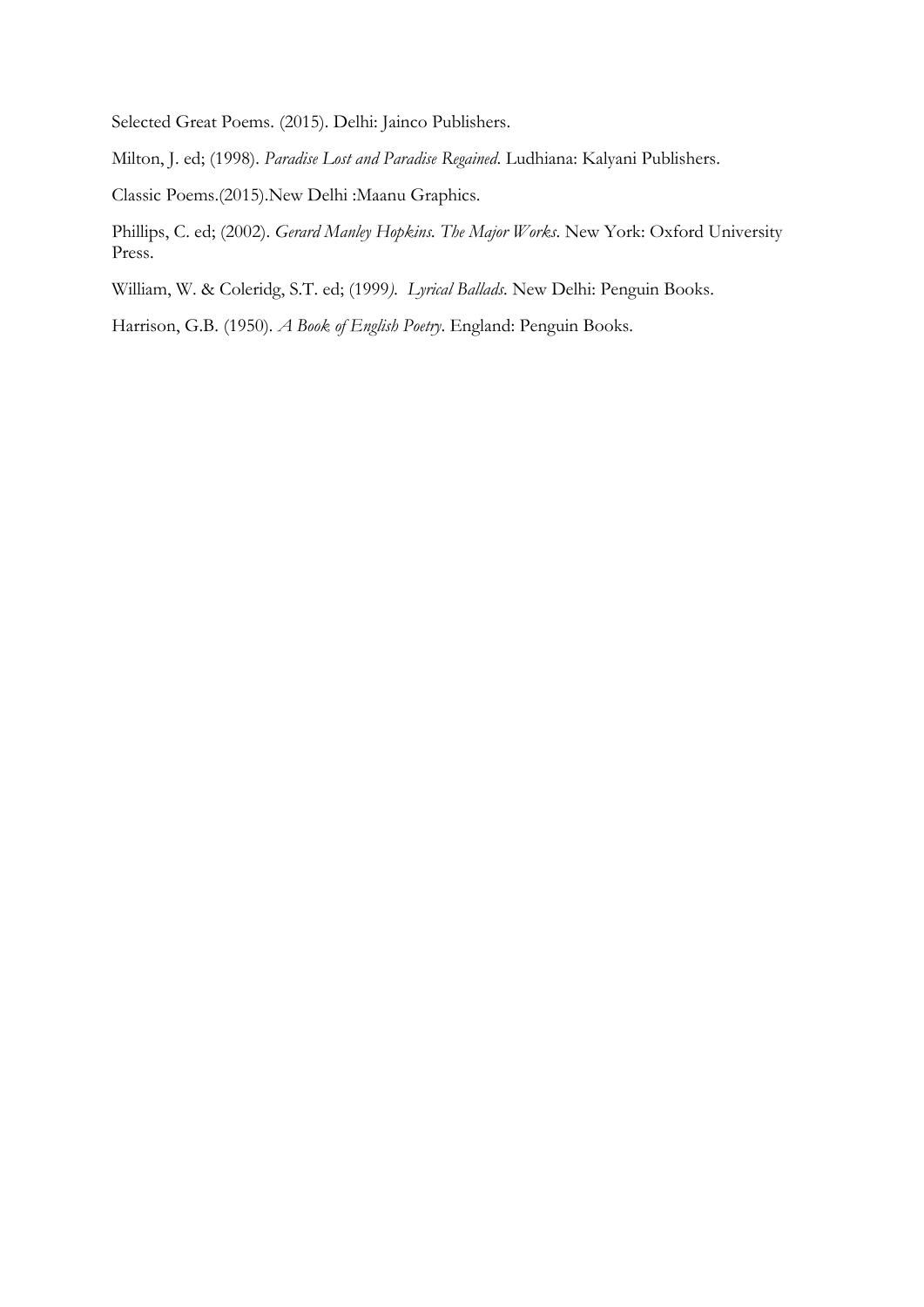Selected Great Poems. (2015). Delhi: Jainco Publishers.

Milton, J. ed; (1998). *Paradise Lost and Paradise Regained*. Ludhiana: Kalyani Publishers.

Classic Poems.(2015).New Delhi :Maanu Graphics.

Phillips, C. ed; (2002). *Gerard Manley Hopkins. The Major Works*. New York: Oxford University Press.

William, W. & Coleridg, S.T. ed; (1999*). Lyrical Ballads*. New Delhi: Penguin Books.

Harrison, G.B. (1950). *A Book of English Poetry*. England: Penguin Books.